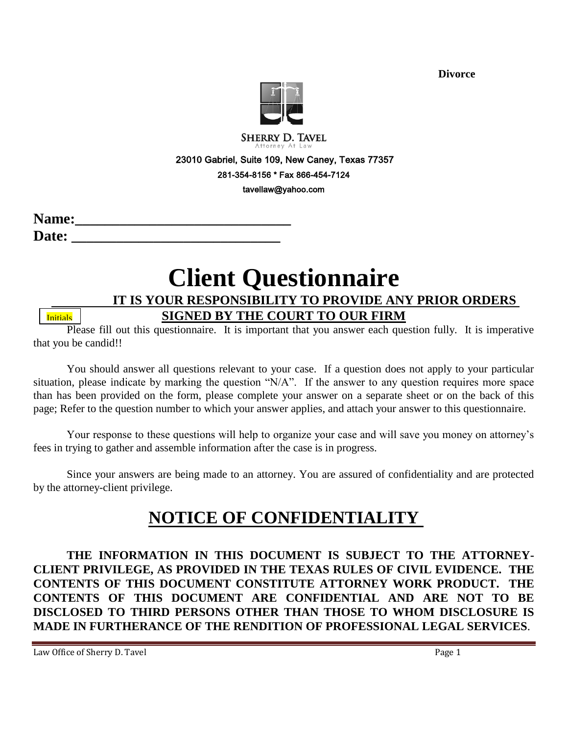**Divorce**

**SHERRY D. TAVEL**
Attorney At Law

23010 Gabriel, Suite 109, New Caney, Texas 77357
281-354-8156 * Fax 866-454-7124
tavellaw@yahoo.com

**Name:______________________________**
**Date: _____________________________**

# Client Questionnaire

**IT IS YOUR RESPONSIBILITY TO PROVIDE ANY PRIOR ORDERS SIGNED BY THE COURT TO OUR FIRM**

Initials

Please fill out this questionnaire. It is important that you answer each question fully. It is imperative that you be candid!!

You should answer all questions relevant to your case. If a question does not apply to your particular situation, please indicate by marking the question "N/A". If the answer to any question requires more space than has been provided on the form, please complete your answer on a separate sheet or on the back of this page; Refer to the question number to which your answer applies, and attach your answer to this questionnaire.

Your response to these questions will help to organize your case and will save you money on attorney's fees in trying to gather and assemble information after the case is in progress.

Since your answers are being made to an attorney. You are assured of confidentiality and are protected by the attorney-client privilege.

## NOTICE OF CONFIDENTIALITY

**THE INFORMATION IN THIS DOCUMENT IS SUBJECT TO THE ATTORNEY-CLIENT PRIVILEGE, AS PROVIDED IN THE TEXAS RULES OF CIVIL EVIDENCE. THE CONTENTS OF THIS DOCUMENT CONSTITUTE ATTORNEY WORK PRODUCT. THE CONTENTS OF THIS DOCUMENT ARE CONFIDENTIAL AND ARE NOT TO BE DISCLOSED TO THIRD PERSONS OTHER THAN THOSE TO WHOM DISCLOSURE IS MADE IN FURTHERANCE OF THE RENDITION OF PROFESSIONAL LEGAL SERVICES**.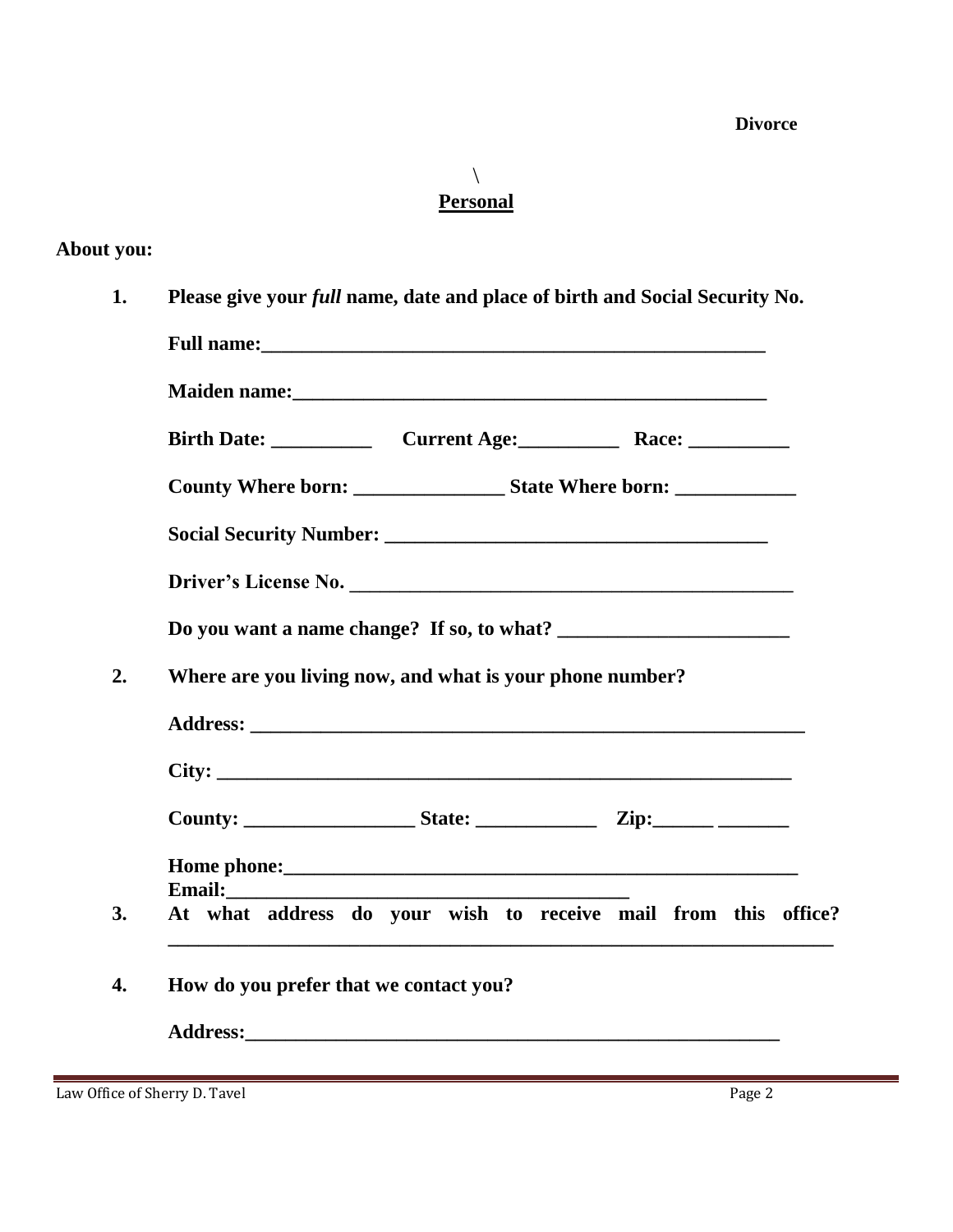**Divorce**

\

## Personal

**About you:**

1. **Please give your *full* name, date and place of birth and Social Security No.**

   **Full name:**_______________________________________________

   **Maiden name:**_____________________________________________

   **Birth Date:** __________ **Current Age:**__________ **Race:** __________

   **County Where born:** _______________ **State Where born:** ____________

   **Social Security Number:** ______________________________________

   **Driver's License No.** __________________________________________

   **Do you want a name change? If so, to what?** _______________________

2. **Where are you living now, and what is your phone number?**

   **Address:** ______________________________________________________

   **City:** _________________________________________________________

   **County:** _________________ **State:** ____________ **Zip:**______ _______

   **Home phone:**____________________________________________________

   **Email:**_______________________________________

3. **At what address do your wish to receive mail from this office?**
   ______________________________________________________________________

4. **How do you prefer that we contact you?**

   **Address:**_____________________________________________________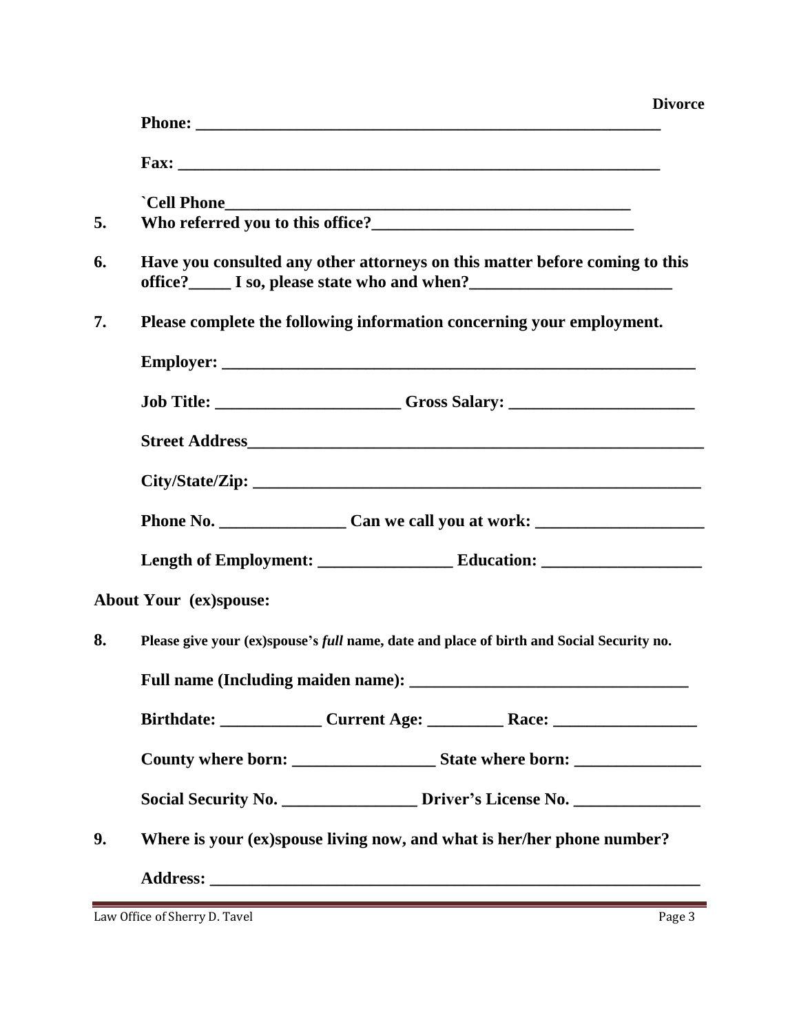**Phone: ______________________________________________________**

**Fax: ________________________________________________________**

**`Cell Phone______________________________________________**

**5. Who referred you to this office?____________________________**

**6. Have you consulted any other attorneys on this matter before coming to this office?_____ I so, please state who and when?_______________________**

**7. Please complete the following information concerning your employment.**

**Employer: ______________________________________________________**

**Job Title: _____________________ Gross Salary: _____________________**

**Street Address__________________________________________________**

**City/State/Zip: _________________________________________________**

**Phone No. _______________ Can we call you at work: ___________________**

**Length of Employment: _______________ Education: __________________**

**About Your (ex)spouse:**

**8. Please give your (ex)spouse's *full* name, date and place of birth and Social Security no.**

**Full name (Including maiden name): ________________________________**

**Birthdate: ____________ Current Age: _________ Race: ________________**

**County where born: ________________ State where born: ______________**

**Social Security No. ________________ Driver's License No. ______________**

**9. Where is your (ex)spouse living now, and what is her/her phone number?**

**Address: _______________________________________________________**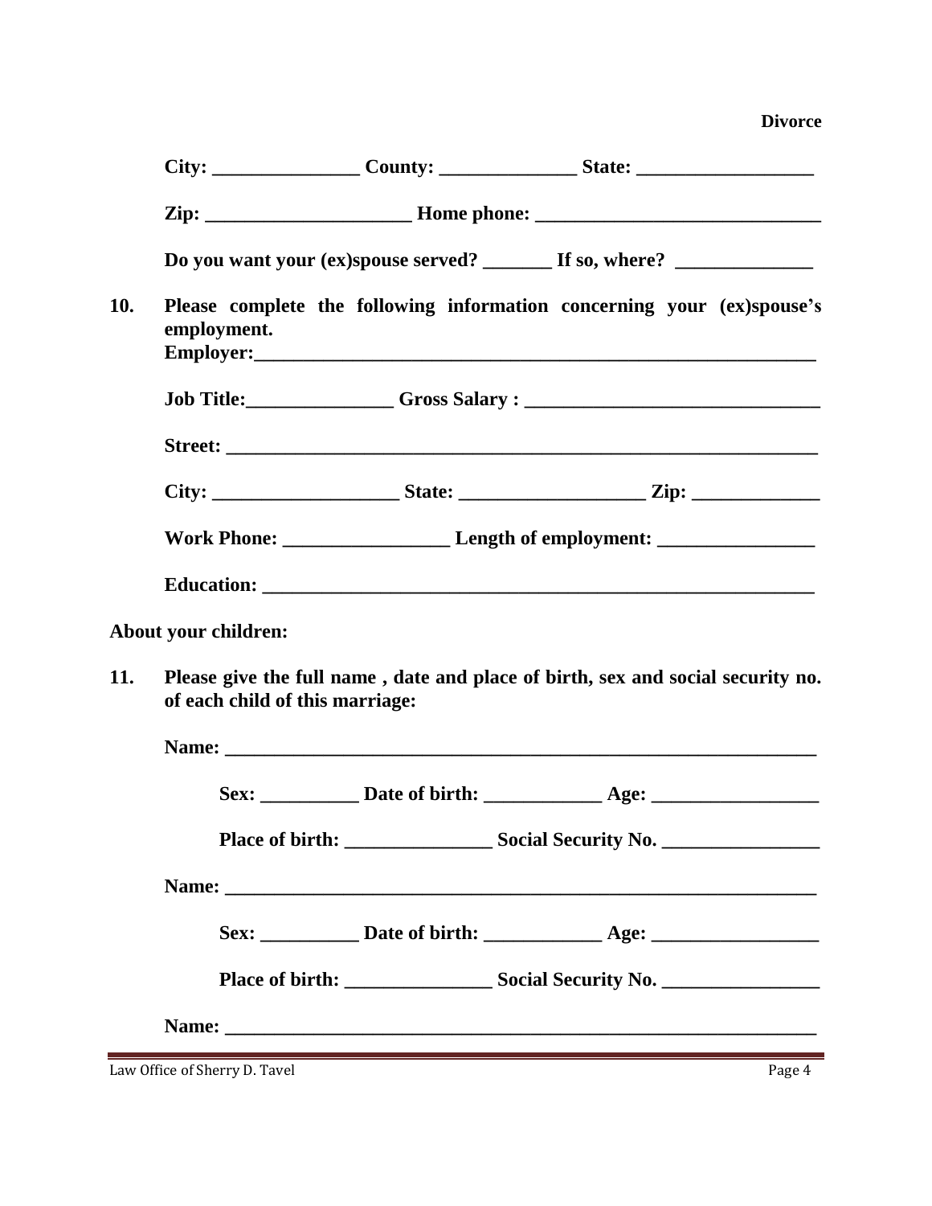**City: _______________ County: ______________ State: __________________**

**Zip: _____________________ Home phone: _____________________________**

**Do you want your (ex)spouse served? _______ If so, where? ______________**

**10. Please complete the following information concerning your (ex)spouse's employment.**

**Employer:___________________________________________________________**

**Job Title:_______________ Gross Salary : ______________________________**

**Street: ______________________________________________________________**

**City: ___________________ State: ___________________ Zip: _____________**

**Work Phone: _________________ Length of employment: ________________**

**Education: ___________________________________________________________**

**About your children:**

**11. Please give the full name , date and place of birth, sex and social security no. of each child of this marriage:**

**Name: _______________________________________________________________**

**Sex: __________ Date of birth: ____________ Age: _________________**

**Place of birth: _______________ Social Security No. ________________**

**Name: _______________________________________________________________**

**Sex: __________ Date of birth: ____________ Age: _________________**

**Place of birth: _______________ Social Security No. ________________**

**Name: _______________________________________________________________**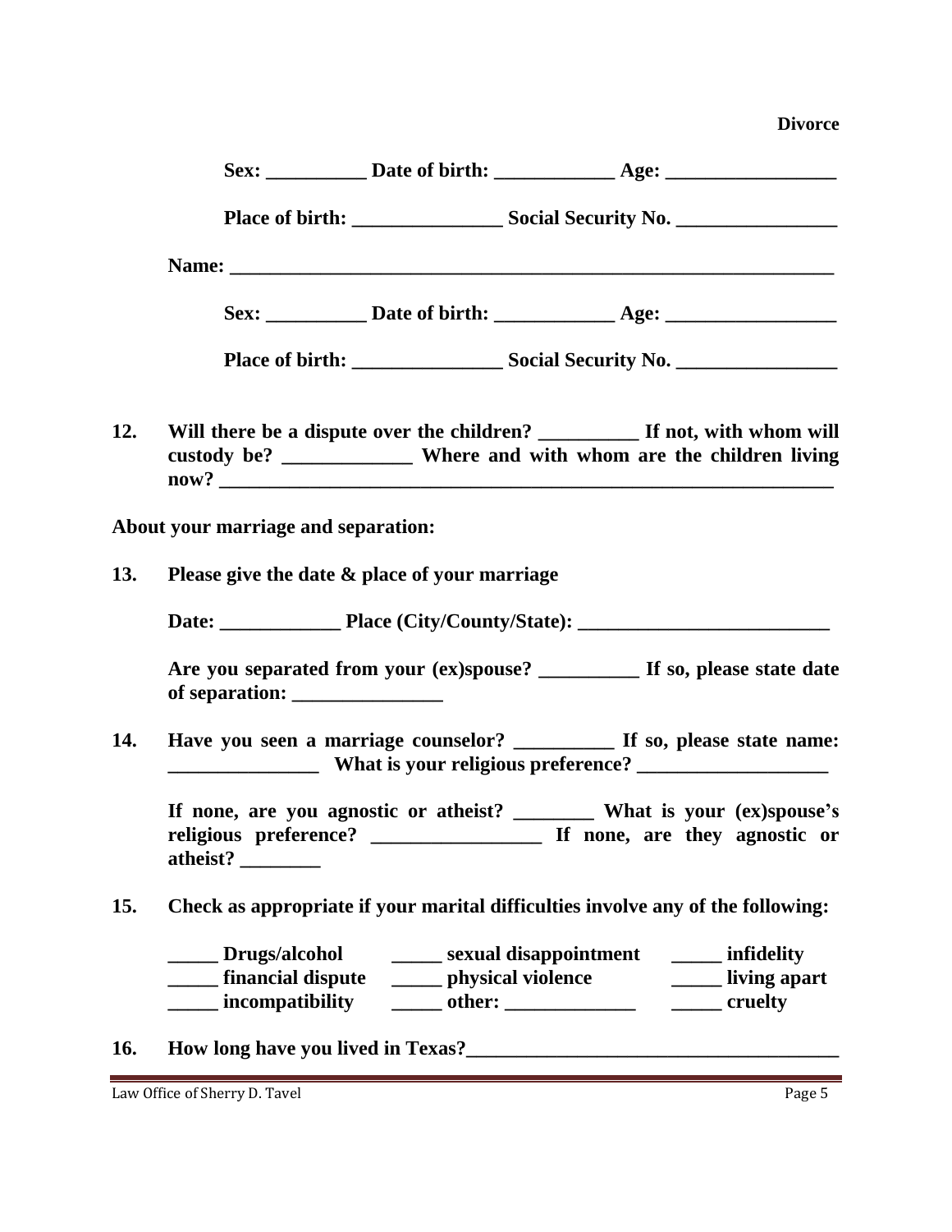**Sex: __________ Date of birth: ____________ Age: _________________**

**Place of birth: _______________ Social Security No. ________________**

**Name: ___________________________________________________________**

**Sex: __________ Date of birth: ____________ Age: _________________**

**Place of birth: _______________ Social Security No. ________________**

**12. Will there be a dispute over the children? __________ If not, with whom will custody be? _____________ Where and with whom are the children living now? ___________________________________________________________**

**About your marriage and separation:**

**13. Please give the date & place of your marriage**

**Date: ____________ Place (City/County/State): _________________________**

**Are you separated from your (ex)spouse? __________ If so, please state date of separation: _______________**

**14. Have you seen a marriage counselor? __________ If so, please state name: _______________ What is your religious preference? ___________________**

**If none, are you agnostic or atheist? ________ What is your (ex)spouse's religious preference? _________________ If none, are they agnostic or atheist? ________**

**15. Check as appropriate if your marital difficulties involve any of the following:**

**_____ Drugs/alcohol _____ sexual disappointment _____ infidelity**
**_____ financial dispute _____ physical violence _____ living apart**
**_____ incompatibility _____ other: _____________ _____ cruelty**

**16. How long have you lived in Texas?_____________________________________**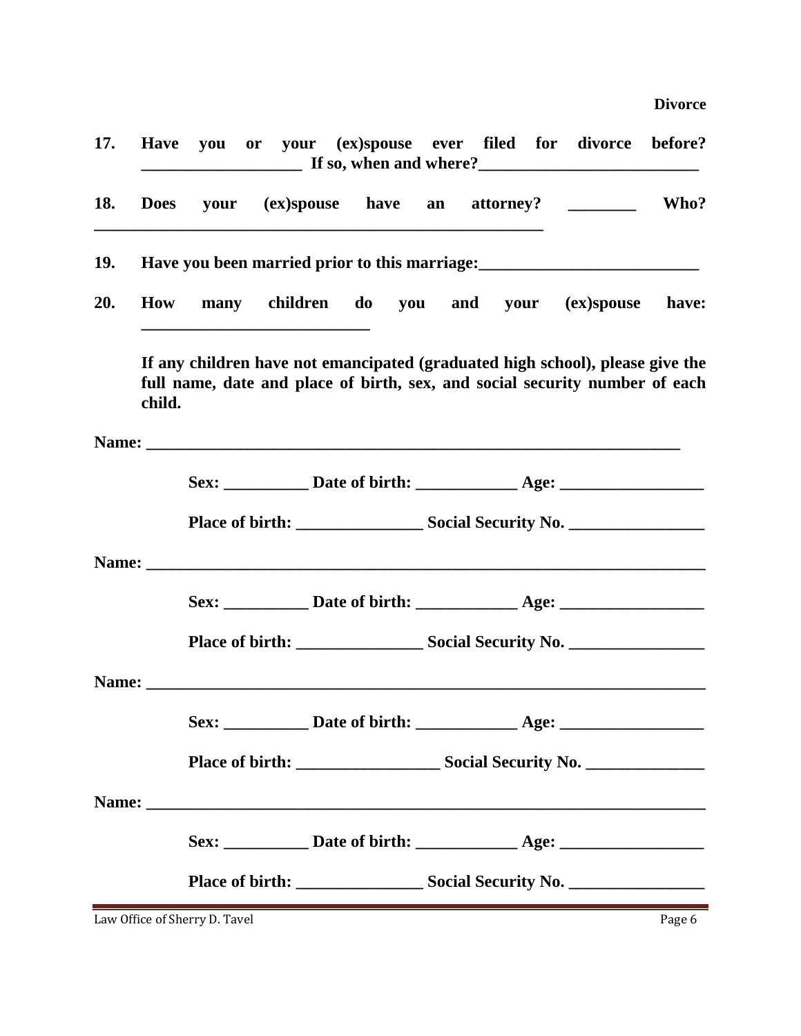**17. Have you or your (ex)spouse ever filed for divorce before? ___________________ If so, when and where?__________________________**

**18. Does your (ex)spouse have an attorney? ________ Who? ________________________________________________________**

**19. Have you been married prior to this marriage:__________________________**

**20. How many children do you and your (ex)spouse have: ___________________________**

**If any children have not emancipated (graduated high school), please give the full name, date and place of birth, sex, and social security number of each child.**

**Name: ______________________________________________________________**

**Sex: __________ Date of birth: ____________ Age: _________________**

**Place of birth: _______________ Social Security No. ________________**

**Name: ________________________________________________________________**

**Sex: __________ Date of birth: ____________ Age: _________________**

**Place of birth: _______________ Social Security No. ________________**

**Name: ________________________________________________________________**

**Sex: __________ Date of birth: ____________ Age: _________________**

**Place of birth: _________________ Social Security No. ______________**

**Name: ________________________________________________________________**

**Sex: __________ Date of birth: ____________ Age: _________________**

**Place of birth: _______________ Social Security No. ________________**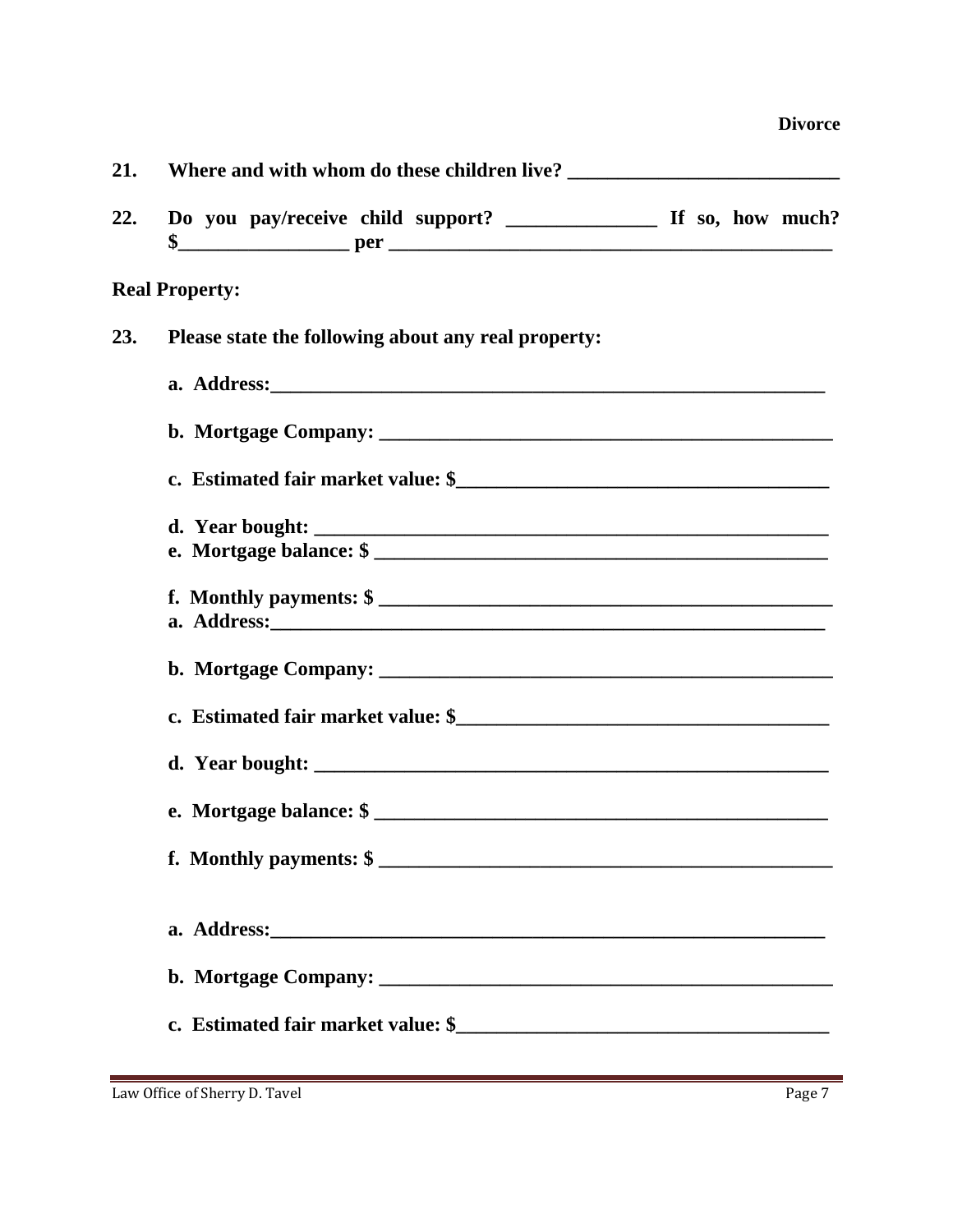21. **Where and with whom do these children live?** ___________________________

22. **Do you pay/receive child support?** _______________ **If so, how much? $**_________________ **per** _____________________________________________

**Real Property:**

23. **Please state the following about any real property:**

    **a. Address:**_________________________________________________________

    **b. Mortgage Company:** _______________________________________________

    **c. Estimated fair market value: $**_____________________________________

    **d. Year bought:** ____________________________________________________
    **e. Mortgage balance: $** ______________________________________________

    **f. Monthly payments: $** ______________________________________________
    **a. Address:**_________________________________________________________

    **b. Mortgage Company:** _______________________________________________

    **c. Estimated fair market value: $**_____________________________________

    **d. Year bought:** ____________________________________________________

    **e. Mortgage balance: $** ______________________________________________

    **f. Monthly payments: $** ______________________________________________

    **a. Address:**_________________________________________________________

    **b. Mortgage Company:** _______________________________________________

    **c. Estimated fair market value: $**_____________________________________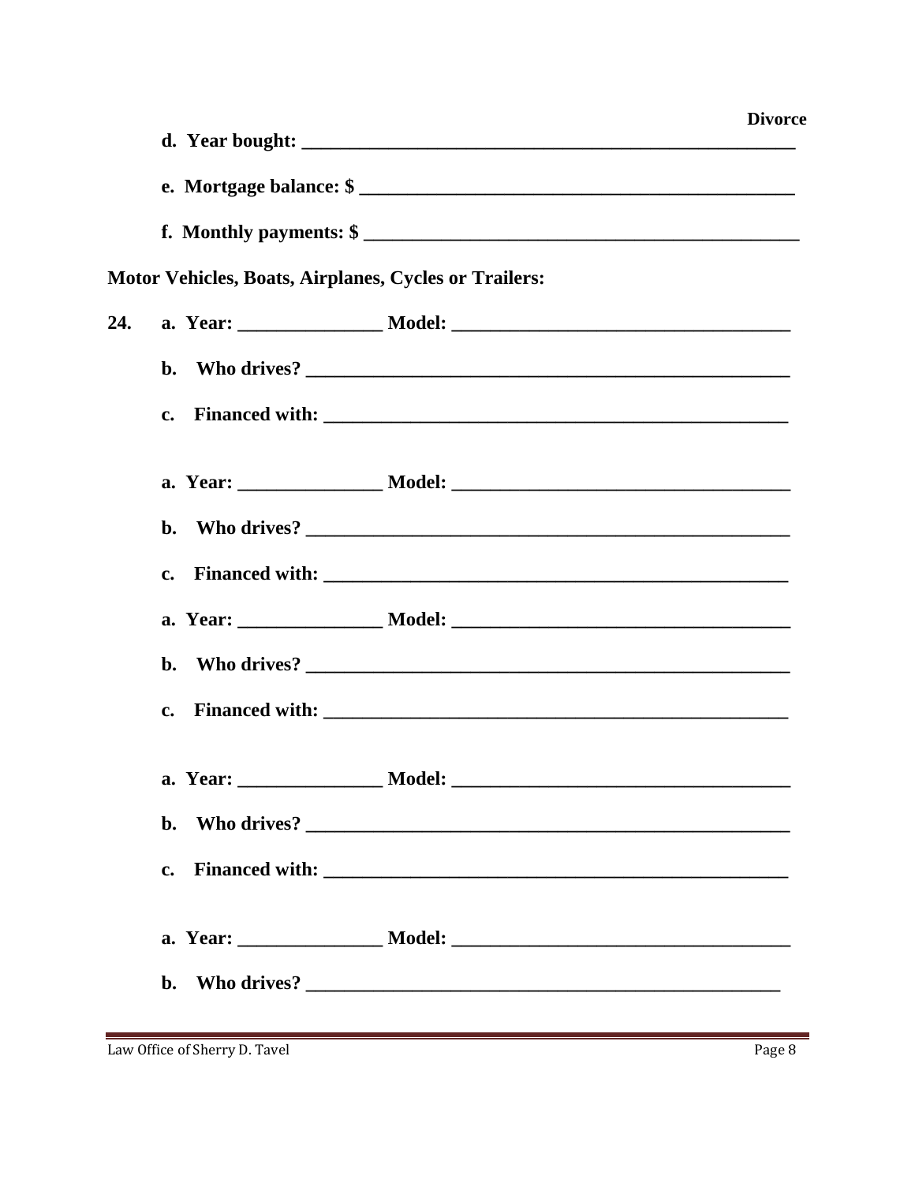**d. Year bought: \_\_\_\_\_\_\_\_\_\_\_\_\_\_\_\_\_\_\_\_\_\_\_\_\_\_\_\_\_\_\_\_\_\_\_\_\_\_\_\_\_\_\_\_\_\_\_\_\_\_**

**e. Mortgage balance: $ \_\_\_\_\_\_\_\_\_\_\_\_\_\_\_\_\_\_\_\_\_\_\_\_\_\_\_\_\_\_\_\_\_\_\_\_\_\_\_\_\_\_\_\_**

**f. Monthly payments: $ \_\_\_\_\_\_\_\_\_\_\_\_\_\_\_\_\_\_\_\_\_\_\_\_\_\_\_\_\_\_\_\_\_\_\_\_\_\_\_\_\_\_\_\_**

**Motor Vehicles, Boats, Airplanes, Cycles or Trailers:**

**24.** **a. Year: \_\_\_\_\_\_\_\_\_\_\_\_\_\_\_ Model: \_\_\_\_\_\_\_\_\_\_\_\_\_\_\_\_\_\_\_\_\_\_\_\_\_\_\_\_\_\_\_\_\_\_\_**

**b. Who drives? \_\_\_\_\_\_\_\_\_\_\_\_\_\_\_\_\_\_\_\_\_\_\_\_\_\_\_\_\_\_\_\_\_\_\_\_\_\_\_\_\_\_\_\_\_\_\_\_\_\_**

**c. Financed with: \_\_\_\_\_\_\_\_\_\_\_\_\_\_\_\_\_\_\_\_\_\_\_\_\_\_\_\_\_\_\_\_\_\_\_\_\_\_\_\_\_\_\_\_\_\_\_\_**

**a. Year: \_\_\_\_\_\_\_\_\_\_\_\_\_\_\_ Model: \_\_\_\_\_\_\_\_\_\_\_\_\_\_\_\_\_\_\_\_\_\_\_\_\_\_\_\_\_\_\_\_\_\_\_**

**b. Who drives? \_\_\_\_\_\_\_\_\_\_\_\_\_\_\_\_\_\_\_\_\_\_\_\_\_\_\_\_\_\_\_\_\_\_\_\_\_\_\_\_\_\_\_\_\_\_\_\_\_\_**

**c. Financed with: \_\_\_\_\_\_\_\_\_\_\_\_\_\_\_\_\_\_\_\_\_\_\_\_\_\_\_\_\_\_\_\_\_\_\_\_\_\_\_\_\_\_\_\_\_\_\_\_**

**a. Year: \_\_\_\_\_\_\_\_\_\_\_\_\_\_\_ Model: \_\_\_\_\_\_\_\_\_\_\_\_\_\_\_\_\_\_\_\_\_\_\_\_\_\_\_\_\_\_\_\_\_\_\_**

**b. Who drives? \_\_\_\_\_\_\_\_\_\_\_\_\_\_\_\_\_\_\_\_\_\_\_\_\_\_\_\_\_\_\_\_\_\_\_\_\_\_\_\_\_\_\_\_\_\_\_\_\_\_**

**c. Financed with: \_\_\_\_\_\_\_\_\_\_\_\_\_\_\_\_\_\_\_\_\_\_\_\_\_\_\_\_\_\_\_\_\_\_\_\_\_\_\_\_\_\_\_\_\_\_\_\_**

**a. Year: \_\_\_\_\_\_\_\_\_\_\_\_\_\_\_ Model: \_\_\_\_\_\_\_\_\_\_\_\_\_\_\_\_\_\_\_\_\_\_\_\_\_\_\_\_\_\_\_\_\_\_\_**

**b. Who drives? \_\_\_\_\_\_\_\_\_\_\_\_\_\_\_\_\_\_\_\_\_\_\_\_\_\_\_\_\_\_\_\_\_\_\_\_\_\_\_\_\_\_\_\_\_\_\_\_\_\_**

**c. Financed with: \_\_\_\_\_\_\_\_\_\_\_\_\_\_\_\_\_\_\_\_\_\_\_\_\_\_\_\_\_\_\_\_\_\_\_\_\_\_\_\_\_\_\_\_\_\_\_\_**

**a. Year: \_\_\_\_\_\_\_\_\_\_\_\_\_\_\_ Model: \_\_\_\_\_\_\_\_\_\_\_\_\_\_\_\_\_\_\_\_\_\_\_\_\_\_\_\_\_\_\_\_\_\_\_**

**b. Who drives? \_\_\_\_\_\_\_\_\_\_\_\_\_\_\_\_\_\_\_\_\_\_\_\_\_\_\_\_\_\_\_\_\_\_\_\_\_\_\_\_\_\_\_\_\_\_\_\_\_**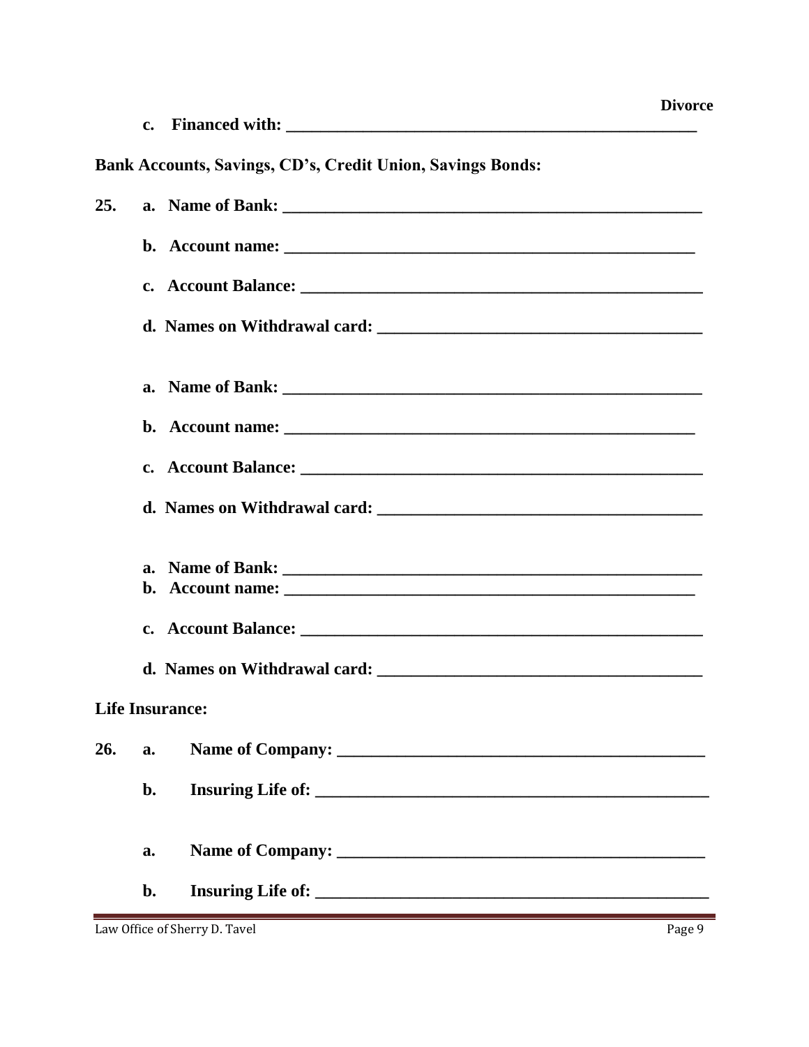**c. Financed with: \_\_\_\_\_\_\_\_\_\_\_\_\_\_\_\_\_\_\_\_\_\_\_\_\_\_\_\_\_\_\_\_\_\_\_\_\_\_\_\_\_\_\_\_\_\_\_\_**

**Bank Accounts, Savings, CD's, Credit Union, Savings Bonds:**

**25. a. Name of Bank: \_\_\_\_\_\_\_\_\_\_\_\_\_\_\_\_\_\_\_\_\_\_\_\_\_\_\_\_\_\_\_\_\_\_\_\_\_\_\_\_\_\_\_\_\_\_\_\_\_\_**

**b. Account name: \_\_\_\_\_\_\_\_\_\_\_\_\_\_\_\_\_\_\_\_\_\_\_\_\_\_\_\_\_\_\_\_\_\_\_\_\_\_\_\_\_\_\_\_\_\_\_\_\_**

**c. Account Balance: \_\_\_\_\_\_\_\_\_\_\_\_\_\_\_\_\_\_\_\_\_\_\_\_\_\_\_\_\_\_\_\_\_\_\_\_\_\_\_\_\_\_\_\_\_\_\_\_**

**d. Names on Withdrawal card: \_\_\_\_\_\_\_\_\_\_\_\_\_\_\_\_\_\_\_\_\_\_\_\_\_\_\_\_\_\_\_\_\_\_\_\_\_\_\_**

**a. Name of Bank: \_\_\_\_\_\_\_\_\_\_\_\_\_\_\_\_\_\_\_\_\_\_\_\_\_\_\_\_\_\_\_\_\_\_\_\_\_\_\_\_\_\_\_\_\_\_\_\_\_\_**

**b. Account name: \_\_\_\_\_\_\_\_\_\_\_\_\_\_\_\_\_\_\_\_\_\_\_\_\_\_\_\_\_\_\_\_\_\_\_\_\_\_\_\_\_\_\_\_\_\_\_\_\_**

**c. Account Balance: \_\_\_\_\_\_\_\_\_\_\_\_\_\_\_\_\_\_\_\_\_\_\_\_\_\_\_\_\_\_\_\_\_\_\_\_\_\_\_\_\_\_\_\_\_\_\_\_**

**d. Names on Withdrawal card: \_\_\_\_\_\_\_\_\_\_\_\_\_\_\_\_\_\_\_\_\_\_\_\_\_\_\_\_\_\_\_\_\_\_\_\_\_\_\_**

**a. Name of Bank: \_\_\_\_\_\_\_\_\_\_\_\_\_\_\_\_\_\_\_\_\_\_\_\_\_\_\_\_\_\_\_\_\_\_\_\_\_\_\_\_\_\_\_\_\_\_\_\_\_\_**
**b. Account name: \_\_\_\_\_\_\_\_\_\_\_\_\_\_\_\_\_\_\_\_\_\_\_\_\_\_\_\_\_\_\_\_\_\_\_\_\_\_\_\_\_\_\_\_\_\_\_\_\_**

**c. Account Balance: \_\_\_\_\_\_\_\_\_\_\_\_\_\_\_\_\_\_\_\_\_\_\_\_\_\_\_\_\_\_\_\_\_\_\_\_\_\_\_\_\_\_\_\_\_\_\_\_**

**d. Names on Withdrawal card: \_\_\_\_\_\_\_\_\_\_\_\_\_\_\_\_\_\_\_\_\_\_\_\_\_\_\_\_\_\_\_\_\_\_\_\_\_\_\_**

**Life Insurance:**

**26. a. Name of Company: \_\_\_\_\_\_\_\_\_\_\_\_\_\_\_\_\_\_\_\_\_\_\_\_\_\_\_\_\_\_\_\_\_\_\_\_\_\_\_\_\_\_\_\_\_**

**b. Insuring Life of: \_\_\_\_\_\_\_\_\_\_\_\_\_\_\_\_\_\_\_\_\_\_\_\_\_\_\_\_\_\_\_\_\_\_\_\_\_\_\_\_\_\_\_\_\_\_\_\_**

**a. Name of Company: \_\_\_\_\_\_\_\_\_\_\_\_\_\_\_\_\_\_\_\_\_\_\_\_\_\_\_\_\_\_\_\_\_\_\_\_\_\_\_\_\_\_\_\_\_**

**b. Insuring Life of: \_\_\_\_\_\_\_\_\_\_\_\_\_\_\_\_\_\_\_\_\_\_\_\_\_\_\_\_\_\_\_\_\_\_\_\_\_\_\_\_\_\_\_\_\_\_\_\_**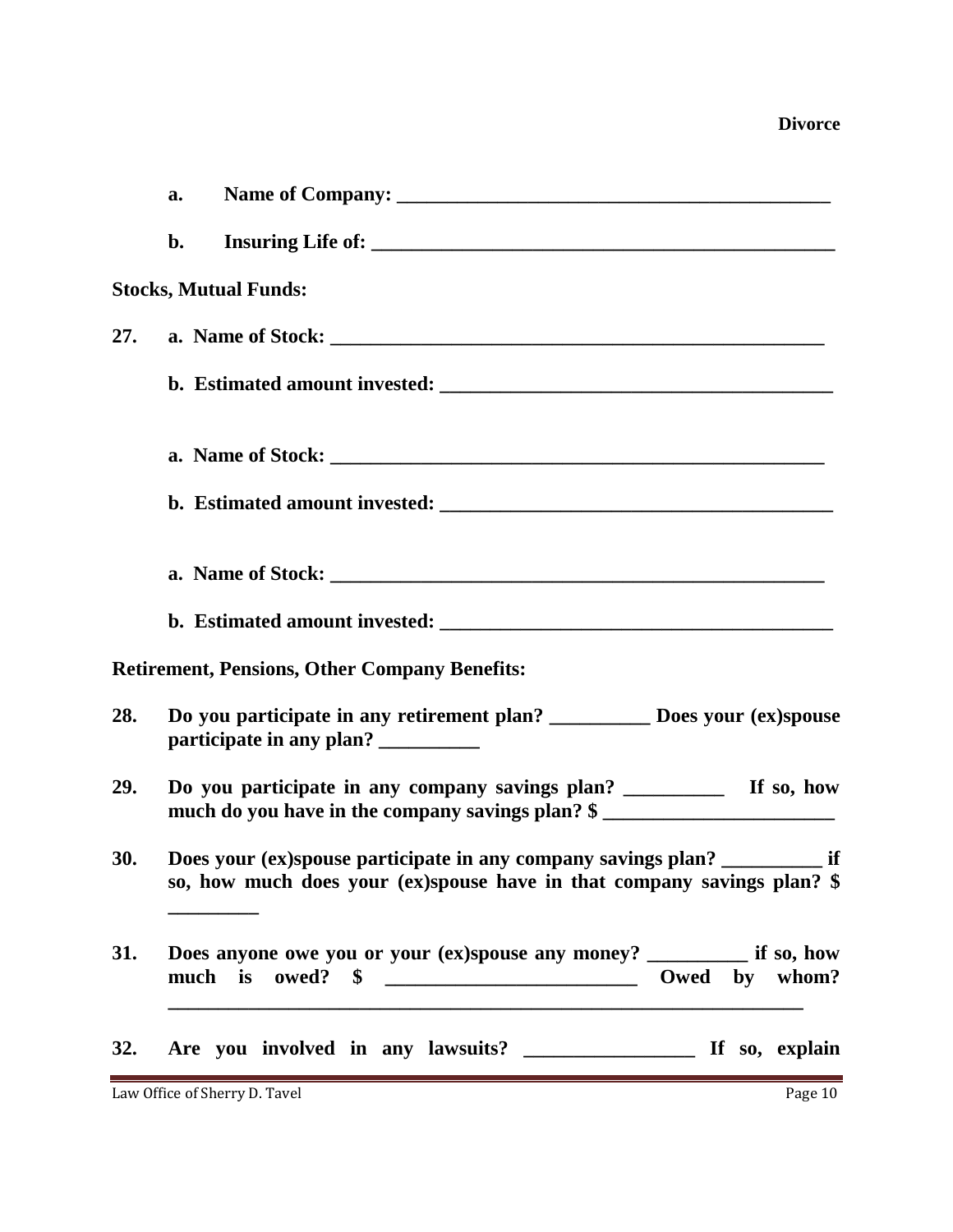**a. Name of Company: ___________________________________________**

**b. Insuring Life of: ______________________________________________**

**Stocks, Mutual Funds:**

**27. a. Name of Stock: ___________________________________________________**

**b. Estimated amount invested: _________________________________________**

**a. Name of Stock: ___________________________________________________**

**b. Estimated amount invested: _________________________________________**

**a. Name of Stock: ___________________________________________________**

**b. Estimated amount invested: _________________________________________**

**Retirement, Pensions, Other Company Benefits:**

**28. Do you participate in any retirement plan? __________ Does your (ex)spouse participate in any plan? __________**

**29. Do you participate in any company savings plan? __________ If so, how much do you have in the company savings plan? $ ________________________**

**30. Does your (ex)spouse participate in any company savings plan? __________ if so, how much does your (ex)spouse have in that company savings plan? $ _________**

**31. Does anyone owe you or your (ex)spouse any money? __________ if so, how much is owed? $ _________________________ Owed by whom? ________________________________________________________________**

**32. Are you involved in any lawsuits? _________________ If so, explain**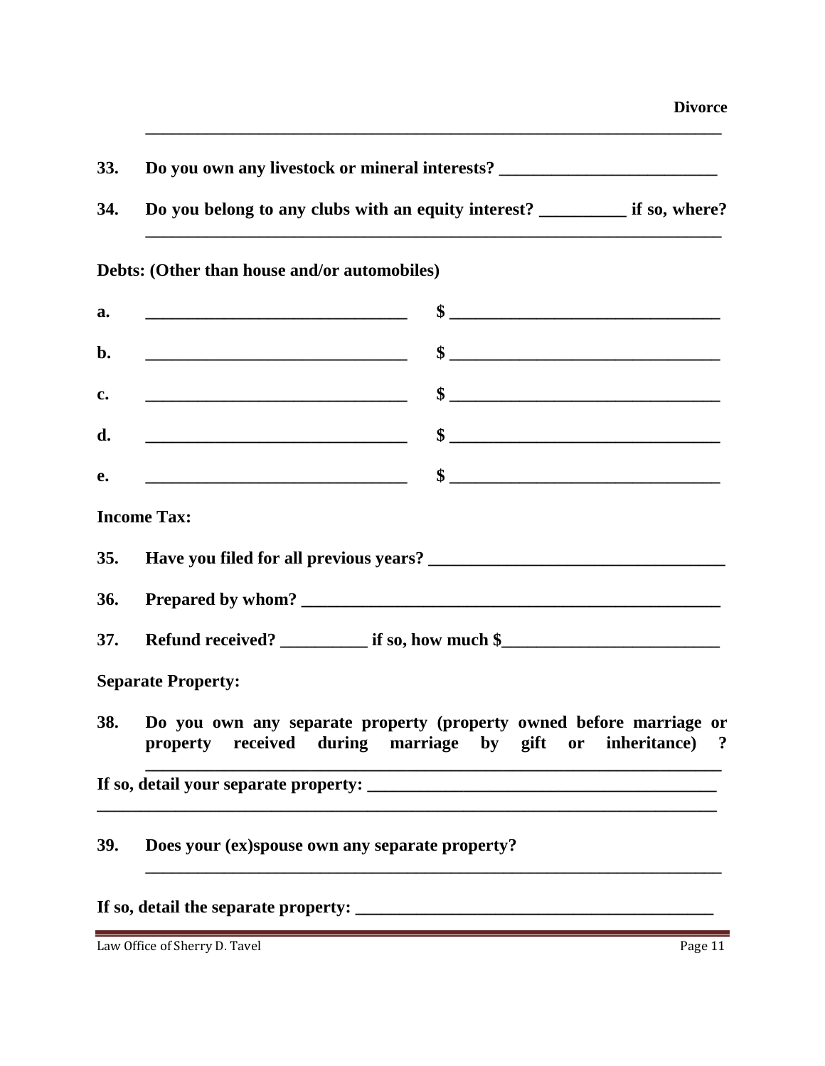**33. Do you own any livestock or mineral interests?** ___________________________

**34. Do you belong to any clubs with an equity interest?** __________ **if so, where?**
_____________________________________________________________________

**Debts: (Other than house and/or automobiles)**

**a.** _______________________________ **$** _______________________________

**b.** _______________________________ **$** _______________________________

**c.** _______________________________ **$** _______________________________

**d.** _______________________________ **$** _______________________________

**e.** _______________________________ **$** _______________________________

**Income Tax:**

**35. Have you filed for all previous years?** ___________________________________

**36. Prepared by whom?** ________________________________________________

**37. Refund received?** __________ **if so, how much $**_________________________

**Separate Property:**

**38. Do you own any separate property (property owned before marriage or property received during marriage by gift or inheritance) ?**
_____________________________________________________________________

**If so, detail your separate property:** ________________________________________
_____________________________________________________________________

**39. Does your (ex)spouse own any separate property?**
_____________________________________________________________________

**If so, detail the separate property:** ________________________________________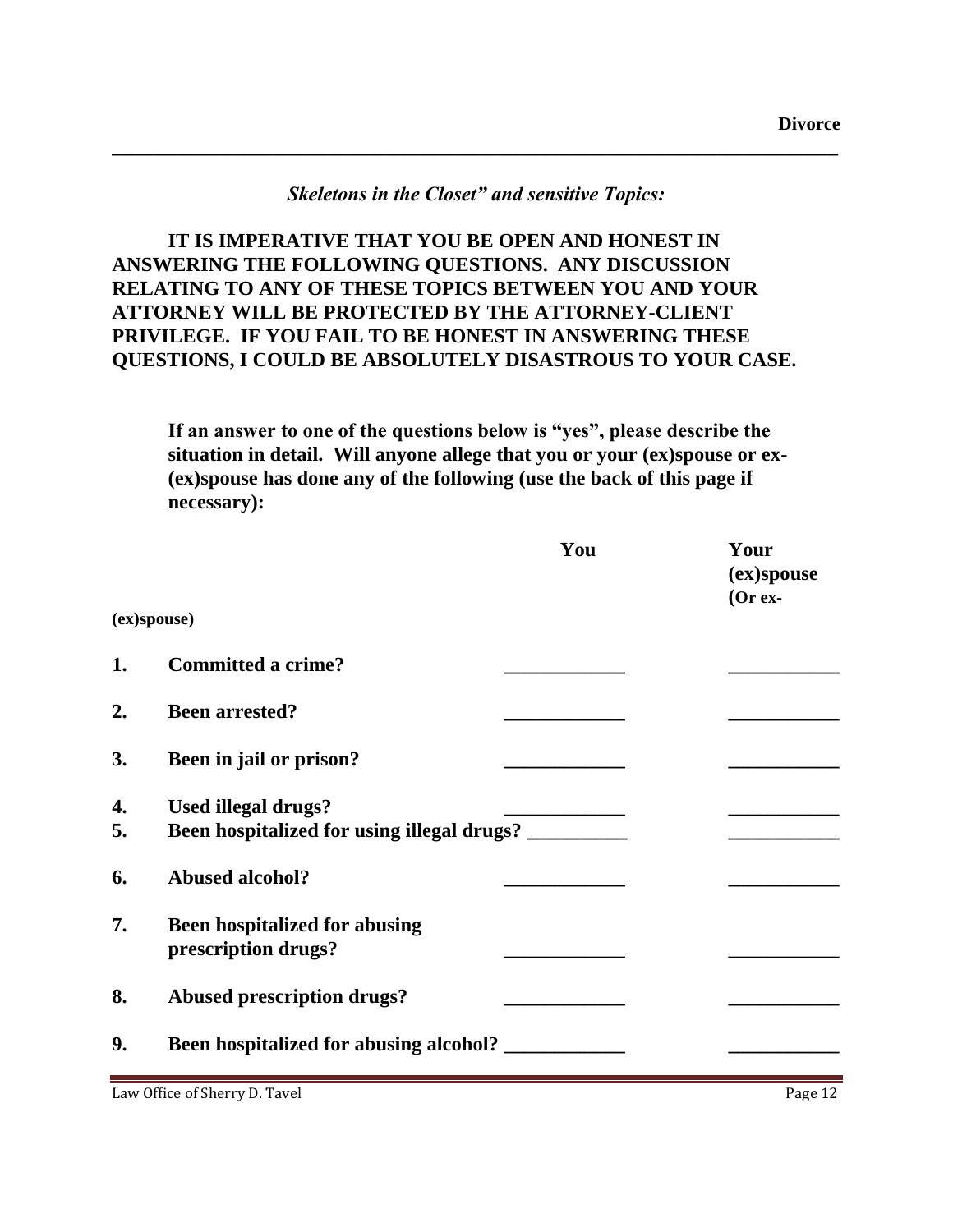### *Skeletons in the Closet" and sensitive Topics:*

**IT IS IMPERATIVE THAT YOU BE OPEN AND HONEST IN ANSWERING THE FOLLOWING QUESTIONS. ANY DISCUSSION RELATING TO ANY OF THESE TOPICS BETWEEN YOU AND YOUR ATTORNEY WILL BE PROTECTED BY THE ATTORNEY-CLIENT PRIVILEGE. IF YOU FAIL TO BE HONEST IN ANSWERING THESE QUESTIONS, I COULD BE ABSOLUTELY DISASTROUS TO YOUR CASE.**

**If an answer to one of the questions below is "yes", please describe the situation in detail. Will anyone allege that you or your (ex)spouse or ex-(ex)spouse has done any of the following (use the back of this page if necessary):**

| | | You | Your (ex)spouse (Or ex-(ex)spouse) |
|---|---|---|---|
| 1. | Committed a crime? | ____________ | ___________ |
| 2. | Been arrested? | ____________ | ___________ |
| 3. | Been in jail or prison? | ____________ | ___________ |
| 4. | Used illegal drugs? | ____________ | ___________ |
| 5. | Been hospitalized for using illegal drugs? | __________ | ___________ |
| 6. | Abused alcohol? | ____________ | ___________ |
| 7. | Been hospitalized for abusing prescription drugs? | ____________ | ___________ |
| 8. | Abused prescription drugs? | ____________ | ___________ |
| 9. | Been hospitalized for abusing alcohol? | ____________ | ___________ |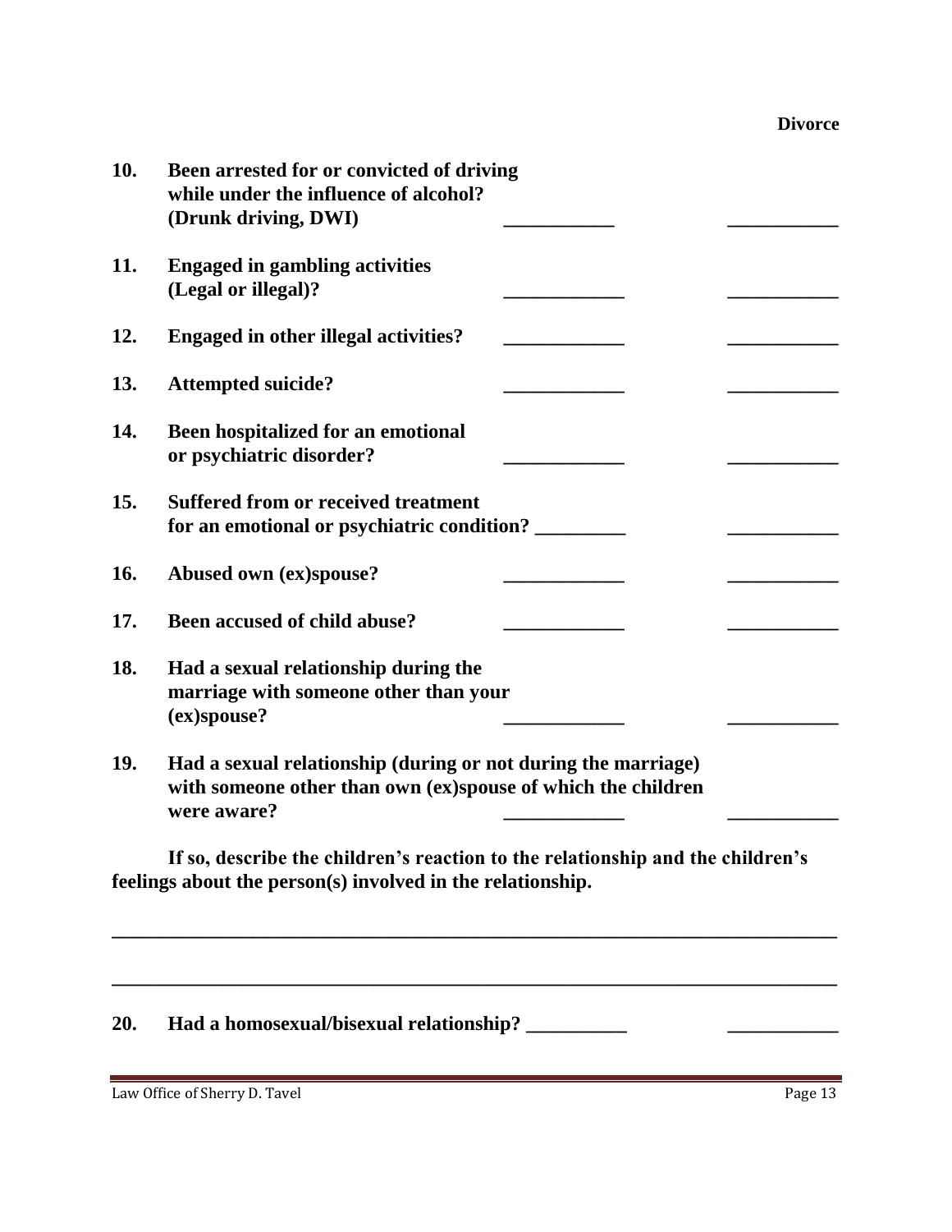**10. Been arrested for or convicted of driving while under the influence of alcohol? (Drunk driving, DWI)** ___________ ___________

**11. Engaged in gambling activities (Legal or illegal)?** ____________ ___________

**12. Engaged in other illegal activities?** ____________ ___________

**13. Attempted suicide?** ____________ ___________

**14. Been hospitalized for an emotional or psychiatric disorder?** ____________ ___________

**15. Suffered from or received treatment for an emotional or psychiatric condition?** _________ ___________

**16. Abused own (ex)spouse?** ____________ ___________

**17. Been accused of child abuse?** ____________ ___________

**18. Had a sexual relationship during the marriage with someone other than your (ex)spouse?** ____________ ___________

**19. Had a sexual relationship (during or not during the marriage) with someone other than own (ex)spouse of which the children were aware?** ____________ ___________

**If so, describe the children's reaction to the relationship and the children's feelings about the person(s) involved in the relationship.**

_________________________________________________________________________

_________________________________________________________________________

**20. Had a homosexual/bisexual relationship?** __________ ___________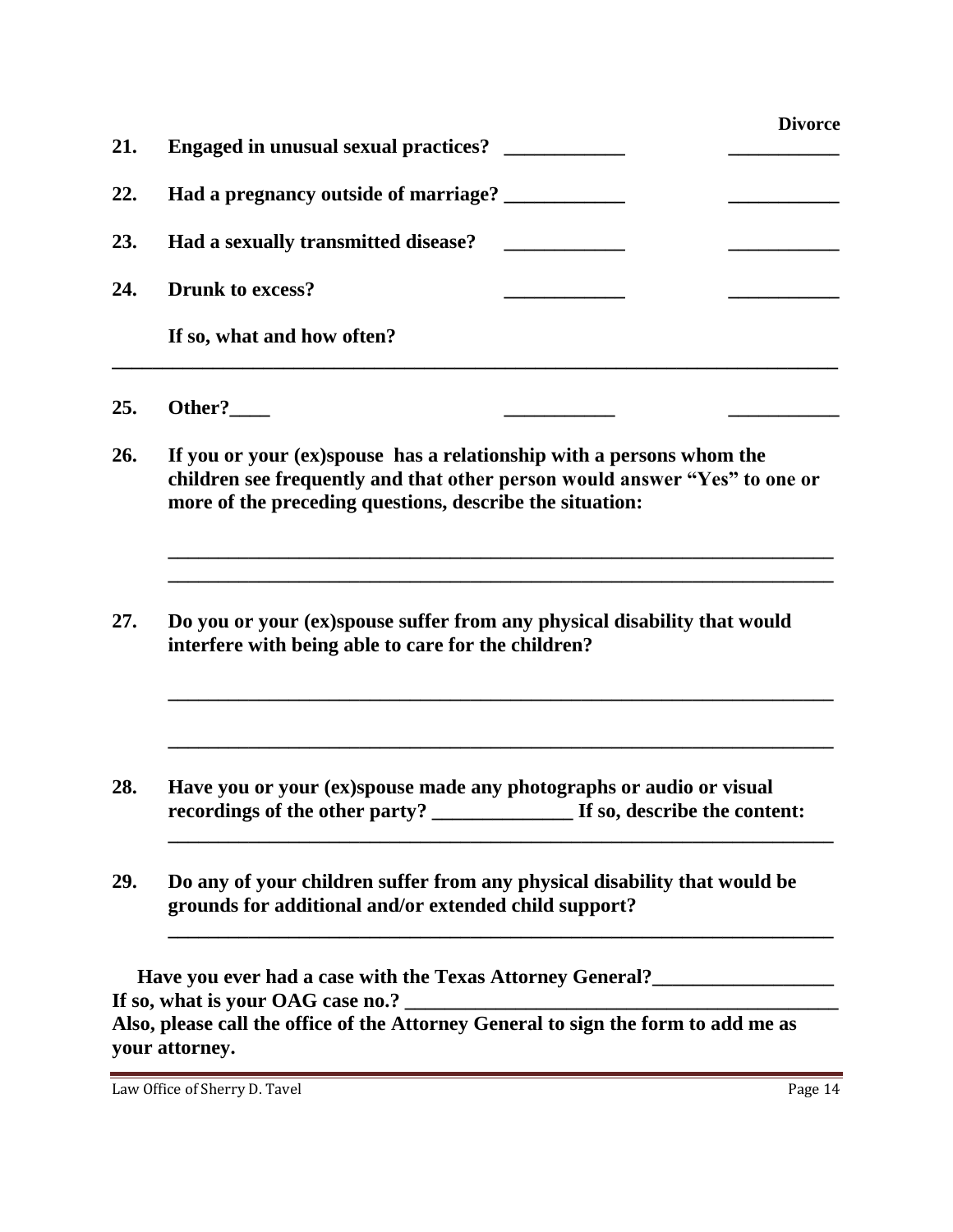**Divorce**

**21. Engaged in unusual sexual practices?** ____________ ___________

**22. Had a pregnancy outside of marriage?** ____________ ___________

**23. Had a sexually transmitted disease?** ____________ ___________

**24. Drunk to excess?** ____________ ___________

**If so, what and how often?**

______________________________________________________________________________

**25. Other?____** ___________ ___________

**26. If you or your (ex)spouse has a relationship with a persons whom the children see frequently and that other person would answer "Yes" to one or more of the preceding questions, describe the situation:**

______________________________________________________________________

______________________________________________________________________

**27. Do you or your (ex)spouse suffer from any physical disability that would interfere with being able to care for the children?**

______________________________________________________________________

______________________________________________________________________

**28. Have you or your (ex)spouse made any photographs or audio or visual recordings of the other party? ______________ If so, describe the content:**

______________________________________________________________________

**29. Do any of your children suffer from any physical disability that would be grounds for additional and/or extended child support?**

______________________________________________________________________

**Have you ever had a case with the Texas Attorney General?__________________**
**If so, what is your OAG case no.? ___________________________________________**
**Also, please call the office of the Attorney General to sign the form to add me as your attorney.**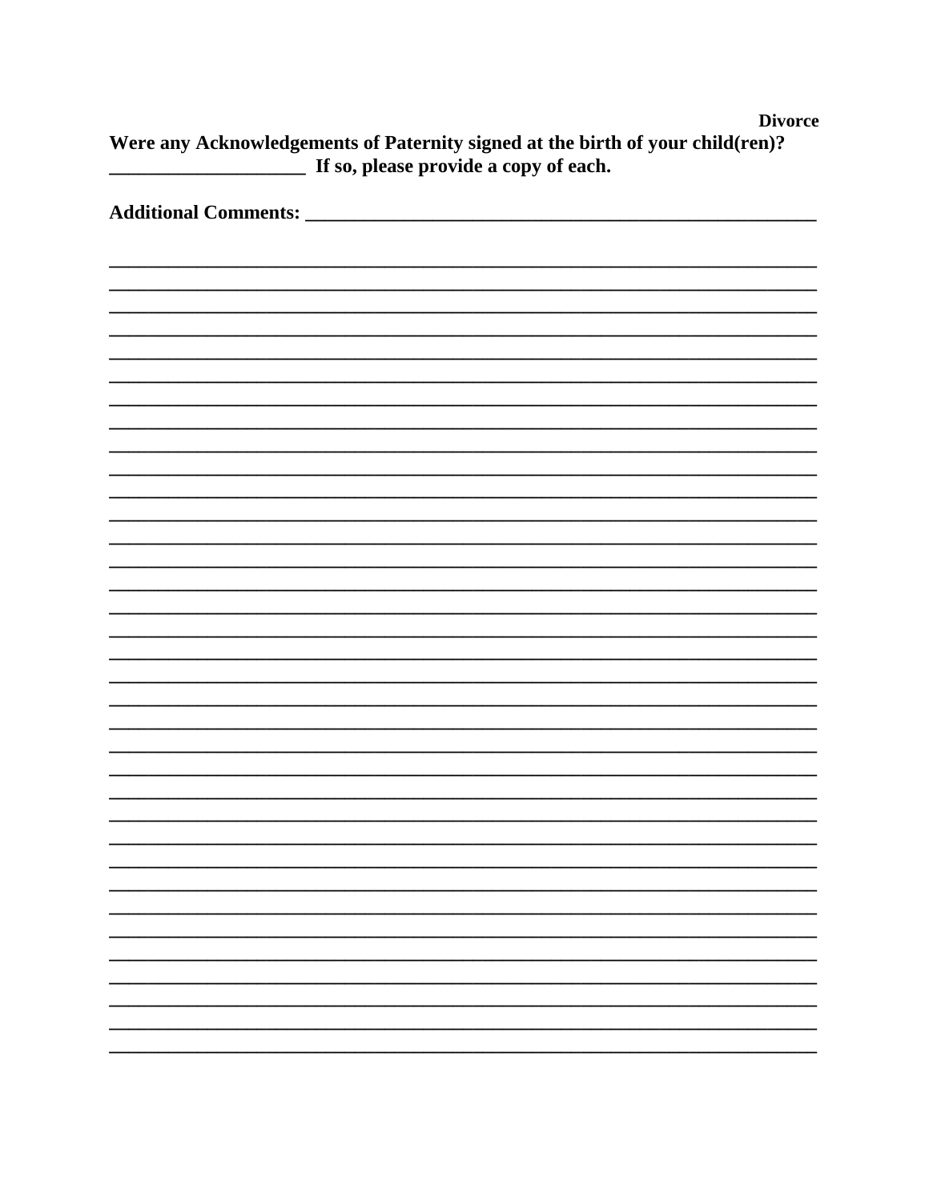**Were any Acknowledgements of Paternity signed at the birth of your child(ren)? ____________________ If so, please provide a copy of each.**

**Additional Comments:** ________________________________________________